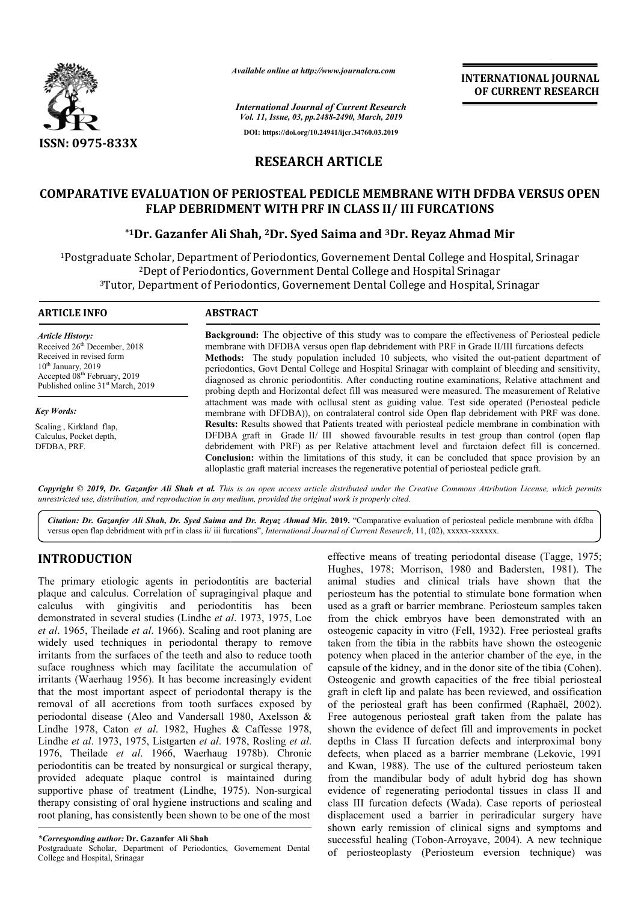*Available online at http://www.journalcra.com*

*International Journal of Current Research*
*Vol. 11, Issue, 03, pp.2488-2490, March, 2019*

**DOI: https://doi.org/10.24941/ijcr.34760.03.2019**

**ISSN: 0975-833X**

**INTERNATIONAL JOURNAL OF CURRENT RESEARCH**

## RESEARCH ARTICLE

# COMPARATIVE EVALUATION OF PERIOSTEAL PEDICLE MEMBRANE WITH DFDBA VERSUS OPEN FLAP DEBRIDMENT WITH PRF IN CLASS II/ III FURCATIONS

**\*[1]Dr. Gazanfer Ali Shah, [2]Dr. Syed Saima and [3]Dr. Reyaz Ahmad Mir**

[1]Postgraduate Scholar, Department of Periodontics, Governement Dental College and Hospital, Srinagar
[2]Dept of Periodontics, Government Dental College and Hospital Srinagar
[3]Tutor, Department of Periodontics, Governement Dental College and Hospital, Srinagar

### ARTICLE INFO

*Article History:*
Received 26th December, 2018
Received in revised form 10th January, 2019
Accepted 08th February, 2019
Published online 31st March, 2019

*Key Words:*
Scaling , Kirkland flap, Calculus, Pocket depth, DFDBA, PRF.

### ABSTRACT

**Background:** The objective of this study was to compare the effectiveness of Periosteal pedicle membrane with DFDBA versus open flap debridement with PRF in Grade II/III furcations defects
**Methods:** The study population included 10 subjects, who visited the out-patient department of periodontics, Govt Dental College and Hospital Srinagar with complaint of bleeding and sensitivity, diagnosed as chronic periodontitis. After conducting routine examinations, Relative attachment and probing depth and Horizontal defect fill was measured were measured. The measurement of Relative attachment was made with occlusal stent as guiding value. Test side operated (Periosteal pedicle membrane with DFDBA)), on contralateral control side Open flap debridement with PRF was done.
**Results:** Results showed that Patients treated with periosteal pedicle membrane in combination with DFDBA graft in Grade II/ III showed favourable results in test group than control (open flap debridement with PRF) as per Relative attachment level and furctaion defect fill is concerned.
**Conclusion:** within the limitations of this study, it can be concluded that space provision by an alloplastic graft material increases the regenerative potential of periosteal pedicle graft.

*Copyright © 2019, Dr. Gazanfer Ali Shah et al. This is an open access article distributed under the Creative Commons Attribution License, which permits unrestricted use, distribution, and reproduction in any medium, provided the original work is properly cited.*

*Citation: Dr. Gazanfer Ali Shah, Dr. Syed Saima and Dr. Reyaz Ahmad Mir.* **2019.** "Comparative evaluation of periosteal pedicle membrane with dfdba versus open flap debridment with prf in class ii/ iii furcations", *International Journal of Current Research*, 11, (02), xxxxx-xxxxxx.

## INTRODUCTION

The primary etiologic agents in periodontitis are bacterial plaque and calculus. Correlation of supragingival plaque and calculus with gingivitis and periodontitis has been demonstrated in several studies (Lindhe *et al*. 1973, 1975, Loe *et al*. 1965, Theilade *et al*. 1966). Scaling and root planing are widely used techniques in periodontal therapy to remove irritants from the surfaces of the teeth and also to reduce tooth suface roughness which may facilitate the accumulation of irritants (Waerhaug 1956). It has become increasingly evident that the most important aspect of periodontal therapy is the removal of all accretions from tooth surfaces exposed by periodontal disease (Aleo and Vandersall 1980, Axelsson & Lindhe 1978, Caton *et al*. 1982, Hughes & Caffesse 1978, Lindhe *et al*. 1973, 1975, Listgarten *et al*. 1978, Rosling *et al*. 1976, Theilade *et al*. 1966, Waerhaug 1978b). Chronic periodontitis can be treated by nonsurgical or surgical therapy, provided adequate plaque control is maintained during supportive phase of treatment (Lindhe, 1975). Non-surgical therapy consisting of oral hygiene instructions and scaling and root planing, has consistently been shown to be one of the most effective means of treating periodontal disease (Tagge, 1975; Hughes, 1978; Morrison, 1980 and Badersten, 1981). The animal studies and clinical trials have shown that the periosteum has the potential to stimulate bone formation when used as a graft or barrier membrane. Periosteum samples taken from the chick embryos have been demonstrated with an osteogenic capacity in vitro (Fell, 1932). Free periosteal grafts taken from the tibia in the rabbits have shown the osteogenic potency when placed in the anterior chamber of the eye, in the capsule of the kidney, and in the donor site of the tibia (Cohen). Osteogenic and growth capacities of the free tibial periosteal graft in cleft lip and palate has been reviewed, and ossification of the periosteal graft has been confirmed (Raphaël, 2002). Free autogenous periosteal graft taken from the palate has shown the evidence of defect fill and improvements in pocket depths in Class II furcation defects and interproximal bony defects, when placed as a barrier membrane (Lekovic, 1991 and Kwan, 1988). The use of the cultured periosteum taken from the mandibular body of adult hybrid dog has shown evidence of regenerating periodontal tissues in class II and class III furcation defects (Wada). Case reports of periosteal displacement used a barrier in periradicular surgery have shown early remission of clinical signs and symptoms and successful healing (Tobon-Arroyave, 2004). A new technique of periosteoplasty (Periosteum eversion technique) was

***Corresponding author:* Dr. Gazanfer Ali Shah**
Postgraduate Scholar, Department of Periodontics, Governement Dental College and Hospital, Srinagar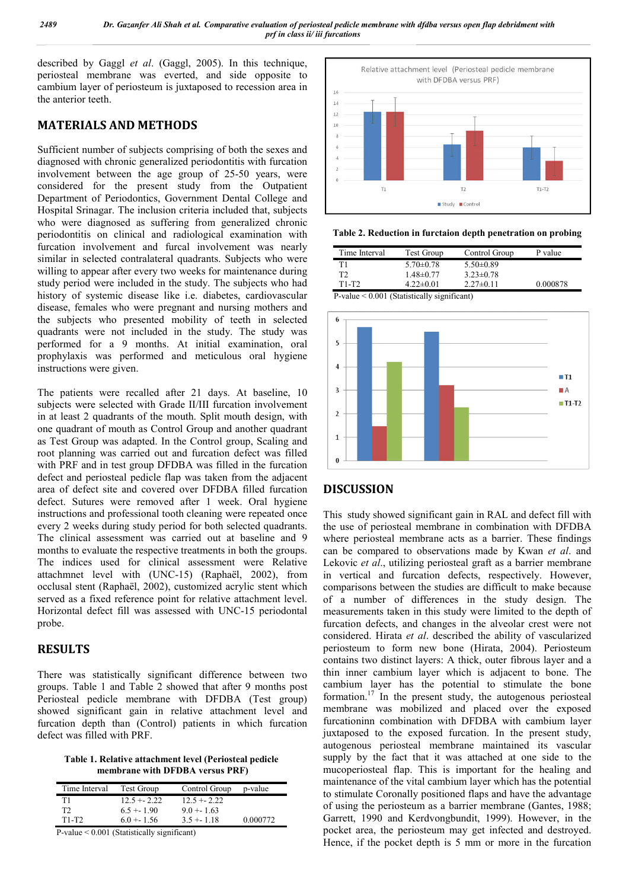described by Gaggl *et al*. (Gaggl, 2005). In this technique, periosteal membrane was everted, and side opposite to cambium layer of periosteum is juxtaposed to recession area in the anterior teeth.

## MATERIALS AND METHODS

Sufficient number of subjects comprising of both the sexes and diagnosed with chronic generalized periodontitis with furcation involvement between the age group of 25-50 years, were considered for the present study from the Outpatient Department of Periodontics, Government Dental College and Hospital Srinagar. The inclusion criteria included that, subjects who were diagnosed as suffering from generalized chronic periodontitis on clinical and radiological examination with furcation involvement and furcal involvement was nearly similar in selected contralateral quadrants. Subjects who were willing to appear after every two weeks for maintenance during study period were included in the study. The subjects who had history of systemic disease like i.e. diabetes, cardiovascular disease, females who were pregnant and nursing mothers and the subjects who presented mobility of teeth in selected quadrants were not included in the study. The study was performed for a 9 months. At initial examination, oral prophylaxis was performed and meticulous oral hygiene instructions were given.

The patients were recalled after 21 days. At baseline, 10 subjects were selected with Grade II/III furcation involvement in at least 2 quadrants of the mouth. Split mouth design, with one quadrant of mouth as Control Group and another quadrant as Test Group was adapted. In the Control group, Scaling and root planning was carried out and furcation defect was filled with PRF and in test group DFDBA was filled in the furcation defect and periosteal pedicle flap was taken from the adjacent area of defect site and covered over DFDBA filled furcation defect. Sutures were removed after 1 week. Oral hygiene instructions and professional tooth cleaning were repeated once every 2 weeks during study period for both selected quadrants. The clinical assessment was carried out at baseline and 9 months to evaluate the respective treatments in both the groups. The indices used for clinical assessment were Relative attachmnet level with (UNC-15) (Raphaël, 2002), from occlusal stent (Raphaël, 2002), customized acrylic stent which served as a fixed reference point for relative attachment level. Horizontal defect fill was assessed with UNC-15 periodontal probe.

## RESULTS

There was statistically significant difference between two groups. Table 1 and Table 2 showed that after 9 months post Periosteal pedicle membrane with DFDBA (Test group) showed significant gain in relative attachment level and furcation depth than (Control) patients in which furcation defect was filled with PRF.

**Table 1. Relative attachment level (Periosteal pedicle membrane with DFDBA versus PRF)**

| Time Interval | Test Group | Control Group | p-value |
|---|---|---|---|
| T1 | 12.5 +- 2.22 | 12.5 +- 2.22 | |
| T2 | 6.5 +- 1.90 | 9.0 +- 1.63 | |
| T1-T2 | 6.0 +- 1.56 | 3.5 +- 1.18 | 0.000772 |

P-value < 0.001 (Statistically significant)

**Table 2. Reduction in furctaion depth penetration on probing**

| Time Interval | Test Group | Control Group | P value |
|---|---|---|---|
| T1 | 5.70±0.78 | 5.50±0.89 | |
| T2 | 1.48±0.77 | 3.23±0.78 | |
| T1-T2 | 4.22±0.01 | 2.27±0.11 | 0.000878 |

P-value < 0.001 (Statistically significant)

## DISCUSSION

This study showed significant gain in RAL and defect fill with the use of periosteal membrane in combination with DFDBA where periosteal membrane acts as a barrier. These findings can be compared to observations made by Kwan *et al*. and Lekovic *et al*., utilizing periosteal graft as a barrier membrane in vertical and furcation defects, respectively. However, comparisons between the studies are difficult to make because of a number of differences in the study design. The measurements taken in this study were limited to the depth of furcation defects, and changes in the alveolar crest were not considered. Hirata *et al*. described the ability of vascularized periosteum to form new bone (Hirata, 2004). Periosteum contains two distinct layers: A thick, outer fibrous layer and a thin inner cambium layer which is adjacent to bone. The cambium layer has the potential to stimulate the bone formation.[17] In the present study, the autogenous periosteal membrane was mobilized and placed over the exposed furcationinn combination with DFDBA with cambium layer juxtaposed to the exposed furcation. In the present study, autogenous periosteal membrane maintained its vascular supply by the fact that it was attached at one side to the mucoperiosteal flap. This is important for the healing and maintenance of the vital cambium layer which has the potential to stimulate Coronally positioned flaps and have the advantage of using the periosteum as a barrier membrane (Gantes, 1988; Garrett, 1990 and Kerdvongbundit, 1999). However, in the pocket area, the periosteum may get infected and destroyed. Hence, if the pocket depth is 5 mm or more in the furcation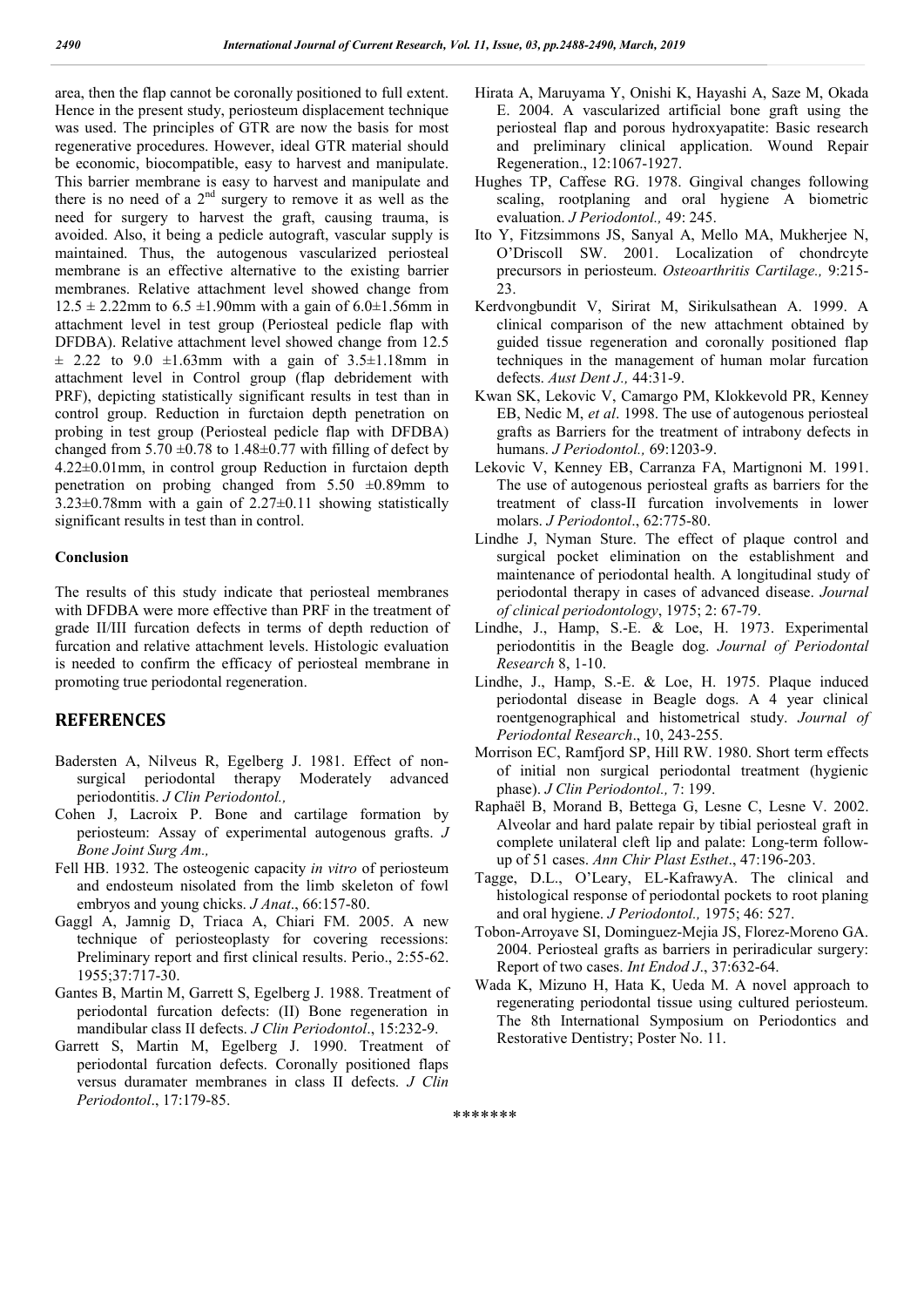area, then the flap cannot be coronally positioned to full extent. Hence in the present study, periosteum displacement technique was used. The principles of GTR are now the basis for most regenerative procedures. However, ideal GTR material should be economic, biocompatible, easy to harvest and manipulate. This barrier membrane is easy to harvest and manipulate and there is no need of a 2$^{nd}$ surgery to remove it as well as the need for surgery to harvest the graft, causing trauma, is avoided. Also, it being a pedicle autograft, vascular supply is maintained. Thus, the autogenous vascularized periosteal membrane is an effective alternative to the existing barrier membranes. Relative attachment level showed change from $12.5 \pm 2.22$mm to $6.5 \pm 1.90$mm with a gain of $6.0 \pm 1.56$mm in attachment level in test group (Periosteal pedicle flap with DFDBA). Relative attachment level showed change from $12.5 \pm 2.22$ to $9.0 \pm 1.63$mm with a gain of $3.5 \pm 1.18$mm in attachment level in Control group (flap debridement with PRF), depicting statistically significant results in test than in control group. Reduction in furctaion depth penetration on probing in test group (Periosteal pedicle flap with DFDBA) changed from $5.70 \pm 0.78$ to $1.48 \pm 0.77$ with filling of defect by $4.22 \pm 0.01$mm, in control group Reduction in furctaion depth penetration on probing changed from $5.50 \pm 0.89$mm to $3.23 \pm 0.78$mm with a gain of $2.27 \pm 0.11$ showing statistically significant results in test than in control.

#### Conclusion

The results of this study indicate that periosteal membranes with DFDBA were more effective than PRF in the treatment of grade II/III furcation defects in terms of depth reduction of furcation and relative attachment levels. Histologic evaluation is needed to confirm the efficacy of periosteal membrane in promoting true periodontal regeneration.

## REFERENCES

Badersten A, Nilveus R, Egelberg J. 1981. Effect of non-surgical periodontal therapy Moderately advanced periodontitis. *J Clin Periodontol.,*

Cohen J, Lacroix P. Bone and cartilage formation by periosteum: Assay of experimental autogenous grafts. *J Bone Joint Surg Am.,*

Fell HB. 1932. The osteogenic capacity *in vitro* of periosteum and endosteum nisolated from the limb skeleton of fowl embryos and young chicks. *J Anat*., 66:157-80.

Gaggl A, Jamnig D, Triaca A, Chiari FM. 2005. A new technique of periosteoplasty for covering recessions: Preliminary report and first clinical results. Perio., 2:55-62. 1955;37:717-30.

Gantes B, Martin M, Garrett S, Egelberg J. 1988. Treatment of periodontal furcation defects: (II) Bone regeneration in mandibular class II defects. *J Clin Periodontol*., 15:232-9.

Garrett S, Martin M, Egelberg J. 1990. Treatment of periodontal furcation defects. Coronally positioned flaps versus duramater membranes in class II defects. *J Clin Periodontol*., 17:179-85.

Hirata A, Maruyama Y, Onishi K, Hayashi A, Saze M, Okada E. 2004. A vascularized artificial bone graft using the periosteal flap and porous hydroxyapatite: Basic research and preliminary clinical application. Wound Repair Regeneration., 12:1067-1927.

Hughes TP, Caffese RG. 1978. Gingival changes following scaling, rootplaning and oral hygiene A biometric evaluation. *J Periodontol.,* 49: 245.

Ito Y, Fitzsimmons JS, Sanyal A, Mello MA, Mukherjee N, O'Driscoll SW. 2001. Localization of chondrcyte precursors in periosteum. *Osteoarthritis Cartilage.,* 9:215-23.

Kerdvongbundit V, Sirirat M, Sirikulsathean A. 1999. A clinical comparison of the new attachment obtained by guided tissue regeneration and coronally positioned flap techniques in the management of human molar furcation defects. *Aust Dent J.,* 44:31-9.

Kwan SK, Lekovic V, Camargo PM, Klokkevold PR, Kenney EB, Nedic M, *et al*. 1998. The use of autogenous periosteal grafts as Barriers for the treatment of intrabony defects in humans. *J Periodontol.,* 69:1203-9.

Lekovic V, Kenney EB, Carranza FA, Martignoni M. 1991. The use of autogenous periosteal grafts as barriers for the treatment of class-II furcation involvements in lower molars. *J Periodontol*., 62:775-80.

Lindhe J, Nyman Sture. The effect of plaque control and surgical pocket elimination on the establishment and maintenance of periodontal health. A longitudinal study of periodontal therapy in cases of advanced disease. *Journal of clinical periodontology*, 1975; 2: 67-79.

Lindhe, J., Hamp, S.-E. & Loe, H. 1973. Experimental periodontitis in the Beagle dog. *Journal of Periodontal Research* 8, 1-10.

Lindhe, J., Hamp, S.-E. & Loe, H. 1975. Plaque induced periodontal disease in Beagle dogs. A 4 year clinical roentgenographical and histometrical study. *Journal of Periodontal Research*., 10, 243-255.

Morrison EC, Ramfjord SP, Hill RW. 1980. Short term effects of initial non surgical periodontal treatment (hygienic phase). *J Clin Periodontol.,* 7: 199.

Raphaël B, Morand B, Bettega G, Lesne C, Lesne V. 2002. Alveolar and hard palate repair by tibial periosteal graft in complete unilateral cleft lip and palate: Long-term follow-up of 51 cases. *Ann Chir Plast Esthet*., 47:196-203.

Tagge, D.L., O'Leary, EL-KafrawyA. The clinical and histological response of periodontal pockets to root planing and oral hygiene. *J Periodontol.,* 1975; 46: 527.

Tobon-Arroyave SI, Dominguez-Mejia JS, Florez-Moreno GA. 2004. Periosteal grafts as barriers in periradicular surgery: Report of two cases. *Int Endod J*., 37:632-64.

Wada K, Mizuno H, Hata K, Ueda M. A novel approach to regenerating periodontal tissue using cultured periosteum. The 8th International Symposium on Periodontics and Restorative Dentistry; Poster No. 11.

*******